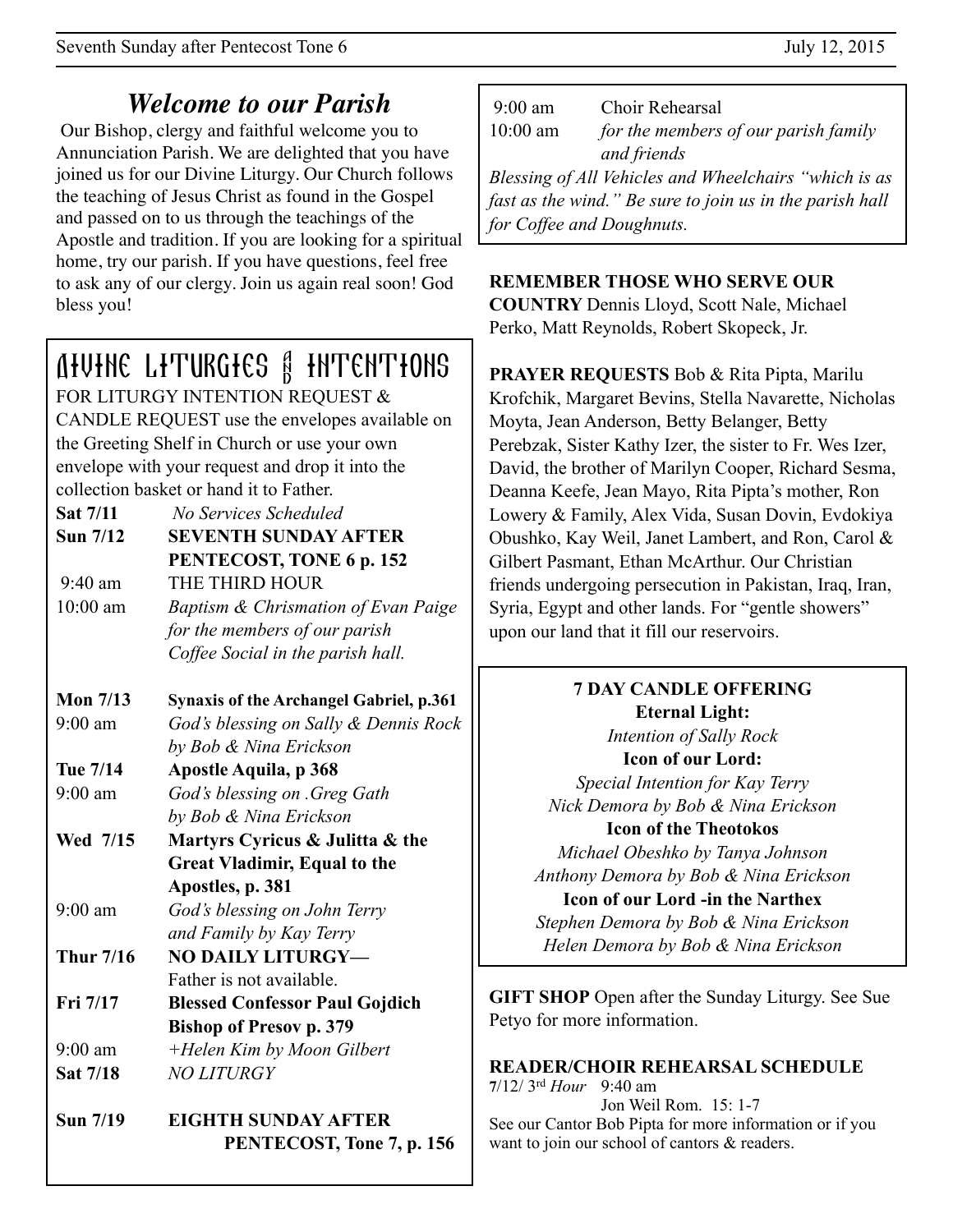## *Welcome to our Parish*

Our Bishop, clergy and faithful welcome you to Annunciation Parish. We are delighted that you have joined us for our Divine Liturgy. Our Church follows the teaching of Jesus Christ as found in the Gospel and passed on to us through the teachings of the Apostle and tradition. If you are looking for a spiritual home, try our parish. If you have questions, feel free to ask any of our clergy. Join us again real soon! God bless you!

## DIVINE LITURGIES & INTENTIONS

FOR LITURGY INTENTION REQUEST & CANDLE REQUEST use the envelopes available on the Greeting Shelf in Church or use your own envelope with your request and drop it into the collection basket or hand it to Father.

**Sat 7/11** *No Services Scheduled*

**Sun 7/12** **SEVENTH SUNDAY AFTER PENTECOST, TONE 6 p. 152**

9:40 am THE THIRD HOUR

10:00 am *Baptism & Chrismation of Evan Paige for the members of our parish Coffee Social in the parish hall.*

**Mon 7/13** **Synaxis of the Archangel Gabriel, p.361**

9:00 am *God's blessing on Sally & Dennis Rock by Bob & Nina Erickson*

**Tue 7/14** **Apostle Aquila, p 368**

9:00 am *God's blessing on .Greg Gath by Bob & Nina Erickson*

**Wed 7/15** **Martyrs Cyricus & Julitta & the Great Vladimir, Equal to the Apostles, p. 381**

9:00 am *God's blessing on John Terry and Family by Kay Terry*

**Thur 7/16** **NO DAILY LITURGY—** Father is not available.

**Fri 7/17** **Blessed Confessor Paul Gojdich Bishop of Presov p. 379**

9:00 am *+Helen Kim by Moon Gilbert*

**Sat 7/18** *NO LITURGY*

**Sun 7/19** **EIGHTH SUNDAY AFTER PENTECOST, Tone 7, p. 156**

9:00 am Choir Rehearsal

10:00 am *for the members of our parish family and friends*

*Blessing of All Vehicles and Wheelchairs "which is as fast as the wind." Be sure to join us in the parish hall for Coffee and Doughnuts.*

**REMEMBER THOSE WHO SERVE OUR COUNTRY** Dennis Lloyd, Scott Nale, Michael Perko, Matt Reynolds, Robert Skopeck, Jr.

**PRAYER REQUESTS** Bob & Rita Pipta, Marilu Krofchik, Margaret Bevins, Stella Navarette, Nicholas Moyta, Jean Anderson, Betty Belanger, Betty Perebzak, Sister Kathy Izer, the sister to Fr. Wes Izer, David, the brother of Marilyn Cooper, Richard Sesma, Deanna Keefe, Jean Mayo, Rita Pipta's mother, Ron Lowery & Family, Alex Vida, Susan Dovin, Evdokiya Obushko, Kay Weil, Janet Lambert, and Ron, Carol & Gilbert Pasmant, Ethan McArthur. Our Christian friends undergoing persecution in Pakistan, Iraq, Iran, Syria, Egypt and other lands. For "gentle showers" upon our land that it fill our reservoirs.

**7 DAY CANDLE OFFERING**

**Eternal Light:**
*Intention of Sally Rock*

**Icon of our Lord:**
*Special Intention for Kay Terry*
*Nick Demora by Bob & Nina Erickson*

**Icon of the Theotokos**
*Michael Obeshko by Tanya Johnson*
*Anthony Demora by Bob & Nina Erickson*

**Icon of our Lord -in the Narthex**
*Stephen Demora by Bob & Nina Erickson*
*Helen Demora by Bob & Nina Erickson*

**GIFT SHOP** Open after the Sunday Liturgy. See Sue Petyo for more information.

**READER/CHOIR REHEARSAL SCHEDULE**

**7**/12/ 3rd *Hour* 9:40 am
Jon Weil Rom. 15: 1-7

See our Cantor Bob Pipta for more information or if you want to join our school of cantors & readers.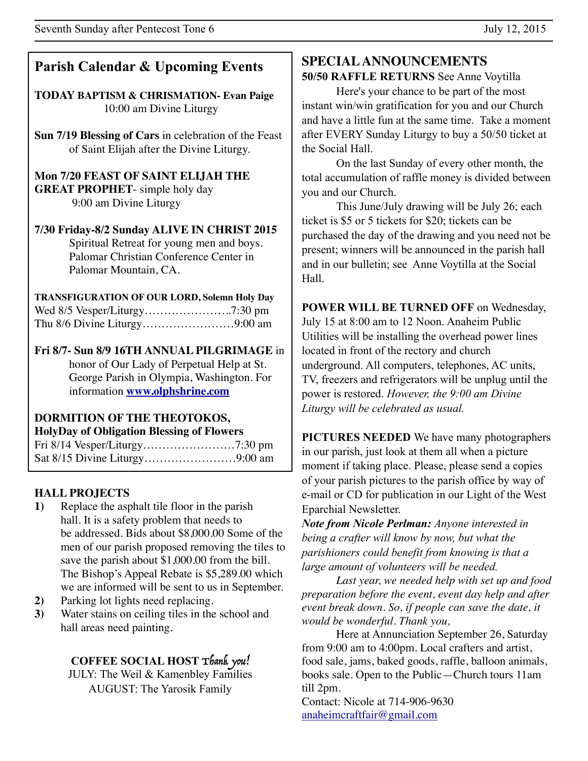## Parish Calendar & Upcoming Events

**TODAY BAPTISM & CHRISMATION- Evan Paige**
10:00 am Divine Liturgy

**Sun 7/19 Blessing of Cars** in celebration of the Feast of Saint Elijah after the Divine Liturgy.

**Mon 7/20 FEAST OF SAINT ELIJAH THE GREAT PROPHET**- simple holy day
9:00 am Divine Liturgy

**7/30 Friday-8/2 Sunday ALIVE IN CHRIST 2015**
Spiritual Retreat for young men and boys. Palomar Christian Conference Center in Palomar Mountain, CA.

**TRANSFIGURATION OF OUR LORD, Solemn Holy Day**
Wed 8/5 Vesper/Liturgy…………………..7:30 pm
Thu 8/6 Divine Liturgy……………………9:00 am

**Fri 8/7- Sun 8/9 16TH ANNUAL PILGRIMAGE** in honor of Our Lady of Perpetual Help at St. George Parish in Olympia, Washington. For information **www.olphshrine.com**

**DORMITION OF THE THEOTOKOS, HolyDay of Obligation Blessing of Flowers**
Fri 8/14 Vesper/Liturgy……………………7:30 pm
Sat 8/15 Divine Liturgy……………………9:00 am

### HALL PROJECTS

1) Replace the asphalt tile floor in the parish hall. It is a safety problem that needs to be addressed. Bids about $8,000.00 Some of the men of our parish proposed removing the tiles to save the parish about $1,000.00 from the bill. The Bishop's Appeal Rebate is $5,289.00 which we are informed will be sent to us in September.
2) Parking lot lights need replacing.
3) Water stains on ceiling tiles in the school and hall areas need painting.

**COFFEE SOCIAL HOST** *Thank you!*
JULY: The Weil & Kamenbley Families
AUGUST: The Yarosik Family

## SPECIAL ANNOUNCEMENTS

**50/50 RAFFLE RETURNS** See Anne Voytilla

Here's your chance to be part of the most instant win/win gratification for you and our Church and have a little fun at the same time. Take a moment after EVERY Sunday Liturgy to buy a 50/50 ticket at the Social Hall.

On the last Sunday of every other month, the total accumulation of raffle money is divided between you and our Church.

This June/July drawing will be July 26; each ticket is $5 or 5 tickets for $20; tickets can be purchased the day of the drawing and you need not be present; winners will be announced in the parish hall and in our bulletin; see Anne Voytilla at the Social Hall.

**POWER WILL BE TURNED OFF** on Wednesday, July 15 at 8:00 am to 12 Noon. Anaheim Public Utilities will be installing the overhead power lines located in front of the rectory and church underground. All computers, telephones, AC units, TV, freezers and refrigerators will be unplug until the power is restored. *However, the 9:00 am Divine Liturgy will be celebrated as usual.*

**PICTURES NEEDED** We have many photographers in our parish, just look at them all when a picture moment if taking place. Please, please send a copies of your parish pictures to the parish office by way of e-mail or CD for publication in our Light of the West Eparchial Newsletter.

***Note from Nicole Perlman:*** *Anyone interested in being a crafter will know by now, but what the parishioners could benefit from knowing is that a large amount of volunteers will be needed.*

*Last year, we needed help with set up and food preparation before the event, event day help and after event break down. So, if people can save the date, it would be wonderful. Thank you,*

Here at Annunciation September 26, Saturday from 9:00 am to 4:00pm. Local crafters and artist, food sale, jams, baked goods, raffle, balloon animals, books sale. Open to the Public—Church tours 11am till 2pm.

Contact: Nicole at 714-906-9630
anaheimcraftfair@gmail.com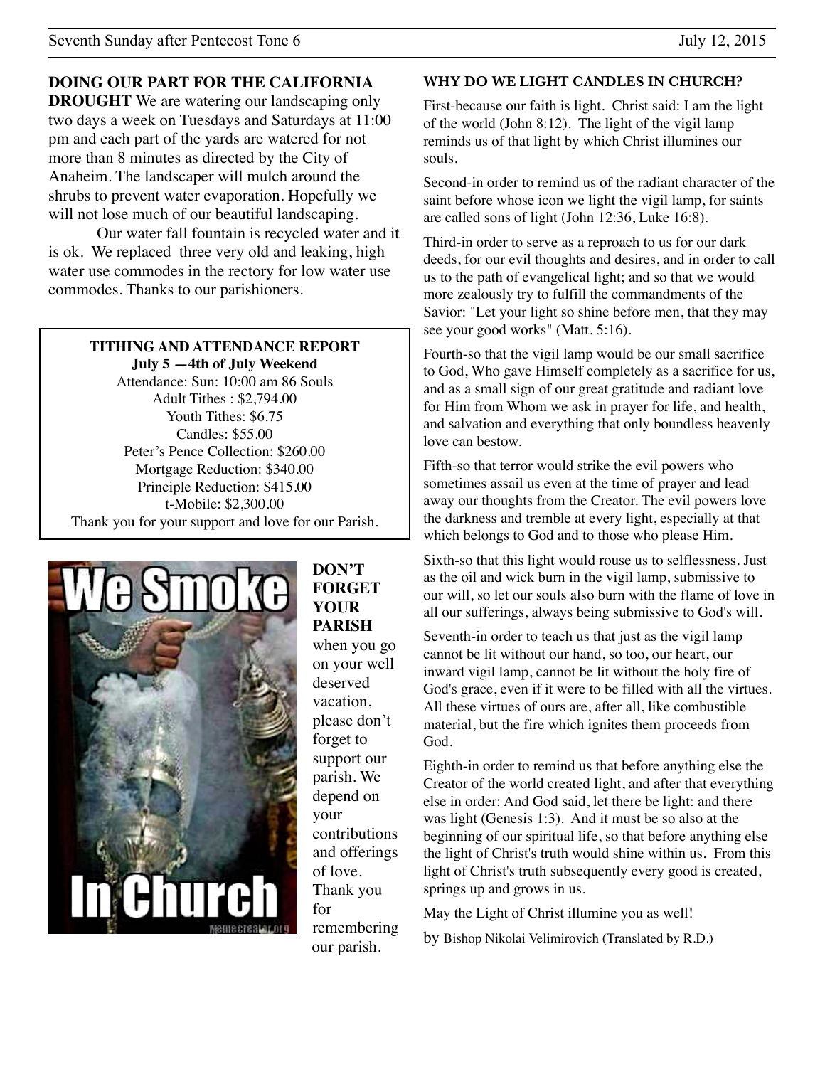**DOING OUR PART FOR THE CALIFORNIA DROUGHT** We are watering our landscaping only two days a week on Tuesdays and Saturdays at 11:00 pm and each part of the yards are watered for not more than 8 minutes as directed by the City of Anaheim. The landscaper will mulch around the shrubs to prevent water evaporation. Hopefully we will not lose much of our beautiful landscaping.

Our water fall fountain is recycled water and it is ok. We replaced three very old and leaking, high water use commodes in the rectory for low water use commodes. Thanks to our parishioners.

**TITHING AND ATTENDANCE REPORT**
**July 5 —4th of July Weekend**

Attendance: Sun: 10:00 am 86 Souls
Adult Tithes : $2,794.00
Youth Tithes: $6.75
Candles: $55.00
Peter's Pence Collection: $260.00
Mortgage Reduction: $340.00
Principle Reduction: $415.00
t-Mobile: $2,300.00
Thank you for your support and love for our Parish.

We Smoke In Church

**DON'T FORGET YOUR PARISH** when you go on your well deserved vacation, please don't forget to support our parish. We depend on your contributions and offerings of love. Thank you for remembering our parish.

**WHY DO WE LIGHT CANDLES IN CHURCH?**

First-because our faith is light. Christ said: I am the light of the world (John 8:12). The light of the vigil lamp reminds us of that light by which Christ illumines our souls.

Second-in order to remind us of the radiant character of the saint before whose icon we light the vigil lamp, for saints are called sons of light (John 12:36, Luke 16:8).

Third-in order to serve as a reproach to us for our dark deeds, for our evil thoughts and desires, and in order to call us to the path of evangelical light; and so that we would more zealously try to fulfill the commandments of the Savior: "Let your light so shine before men, that they may see your good works" (Matt. 5:16).

Fourth-so that the vigil lamp would be our small sacrifice to God, Who gave Himself completely as a sacrifice for us, and as a small sign of our great gratitude and radiant love for Him from Whom we ask in prayer for life, and health, and salvation and everything that only boundless heavenly love can bestow.

Fifth-so that terror would strike the evil powers who sometimes assail us even at the time of prayer and lead away our thoughts from the Creator. The evil powers love the darkness and tremble at every light, especially at that which belongs to God and to those who please Him.

Sixth-so that this light would rouse us to selflessness. Just as the oil and wick burn in the vigil lamp, submissive to our will, so let our souls also burn with the flame of love in all our sufferings, always being submissive to God's will.

Seventh-in order to teach us that just as the vigil lamp cannot be lit without our hand, so too, our heart, our inward vigil lamp, cannot be lit without the holy fire of God's grace, even if it were to be filled with all the virtues. All these virtues of ours are, after all, like combustible material, but the fire which ignites them proceeds from God.

Eighth-in order to remind us that before anything else the Creator of the world created light, and after that everything else in order: And God said, let there be light: and there was light (Genesis 1:3). And it must be so also at the beginning of our spiritual life, so that before anything else the light of Christ's truth would shine within us. From this light of Christ's truth subsequently every good is created, springs up and grows in us.

May the Light of Christ illumine you as well!

by Bishop Nikolai Velimirovich (Translated by R.D.)